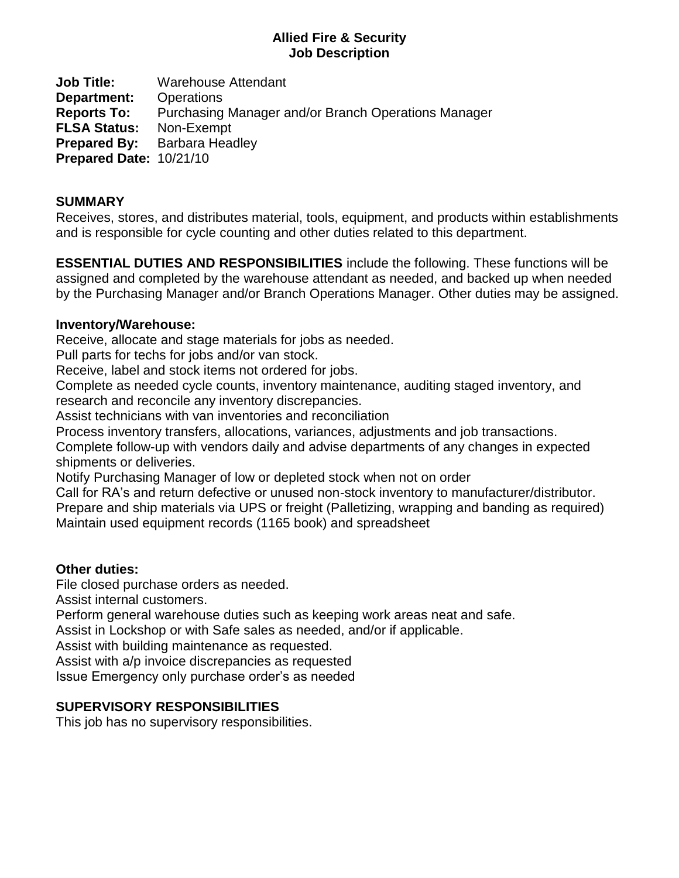**Allied Fire & Security**
**Job Description**

**Job Title:** Warehouse Attendant
**Department:** Operations
**Reports To:** Purchasing Manager and/or Branch Operations Manager
**FLSA Status:** Non-Exempt
**Prepared By:** Barbara Headley
**Prepared Date:** 10/21/10

## SUMMARY

Receives, stores, and distributes material, tools, equipment, and products within establishments and is responsible for cycle counting and other duties related to this department.

**ESSENTIAL DUTIES AND RESPONSIBILITIES** include the following. These functions will be assigned and completed by the warehouse attendant as needed, and backed up when needed by the Purchasing Manager and/or Branch Operations Manager. Other duties may be assigned.

### Inventory/Warehouse:

Receive, allocate and stage materials for jobs as needed.
Pull parts for techs for jobs and/or van stock.
Receive, label and stock items not ordered for jobs.
Complete as needed cycle counts, inventory maintenance, auditing staged inventory, and research and reconcile any inventory discrepancies.
Assist technicians with van inventories and reconciliation
Process inventory transfers, allocations, variances, adjustments and job transactions.
Complete follow-up with vendors daily and advise departments of any changes in expected shipments or deliveries.
Notify Purchasing Manager of low or depleted stock when not on order
Call for RA's and return defective or unused non-stock inventory to manufacturer/distributor.
Prepare and ship materials via UPS or freight (Palletizing, wrapping and banding as required)
Maintain used equipment records (1165 book) and spreadsheet

### Other duties:

File closed purchase orders as needed.
Assist internal customers.
Perform general warehouse duties such as keeping work areas neat and safe.
Assist in Lockshop or with Safe sales as needed, and/or if applicable.
Assist with building maintenance as requested.
Assist with a/p invoice discrepancies as requested
Issue Emergency only purchase order's as needed

## SUPERVISORY RESPONSIBILITIES

This job has no supervisory responsibilities.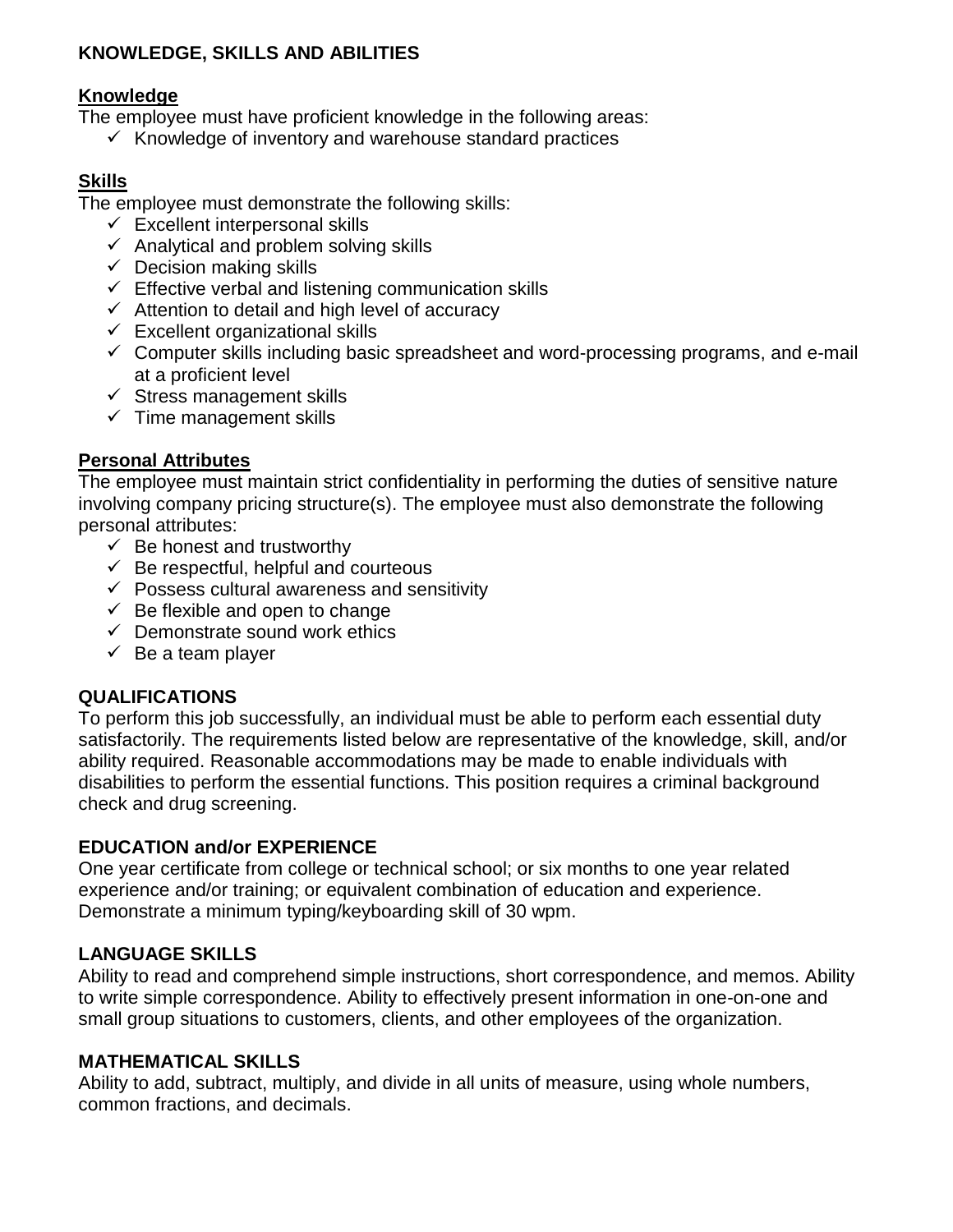## KNOWLEDGE, SKILLS AND ABILITIES

### Knowledge

The employee must have proficient knowledge in the following areas:

- ✓ Knowledge of inventory and warehouse standard practices

### Skills

The employee must demonstrate the following skills:

- ✓ Excellent interpersonal skills
- ✓ Analytical and problem solving skills
- ✓ Decision making skills
- ✓ Effective verbal and listening communication skills
- ✓ Attention to detail and high level of accuracy
- ✓ Excellent organizational skills
- ✓ Computer skills including basic spreadsheet and word-processing programs, and e-mail at a proficient level
- ✓ Stress management skills
- ✓ Time management skills

### Personal Attributes

The employee must maintain strict confidentiality in performing the duties of sensitive nature involving company pricing structure(s). The employee must also demonstrate the following personal attributes:

- ✓ Be honest and trustworthy
- ✓ Be respectful, helpful and courteous
- ✓ Possess cultural awareness and sensitivity
- ✓ Be flexible and open to change
- ✓ Demonstrate sound work ethics
- ✓ Be a team player

## QUALIFICATIONS

To perform this job successfully, an individual must be able to perform each essential duty satisfactorily. The requirements listed below are representative of the knowledge, skill, and/or ability required. Reasonable accommodations may be made to enable individuals with disabilities to perform the essential functions. This position requires a criminal background check and drug screening.

## EDUCATION and/or EXPERIENCE

One year certificate from college or technical school; or six months to one year related experience and/or training; or equivalent combination of education and experience. Demonstrate a minimum typing/keyboarding skill of 30 wpm.

## LANGUAGE SKILLS

Ability to read and comprehend simple instructions, short correspondence, and memos. Ability to write simple correspondence. Ability to effectively present information in one-on-one and small group situations to customers, clients, and other employees of the organization.

## MATHEMATICAL SKILLS

Ability to add, subtract, multiply, and divide in all units of measure, using whole numbers, common fractions, and decimals.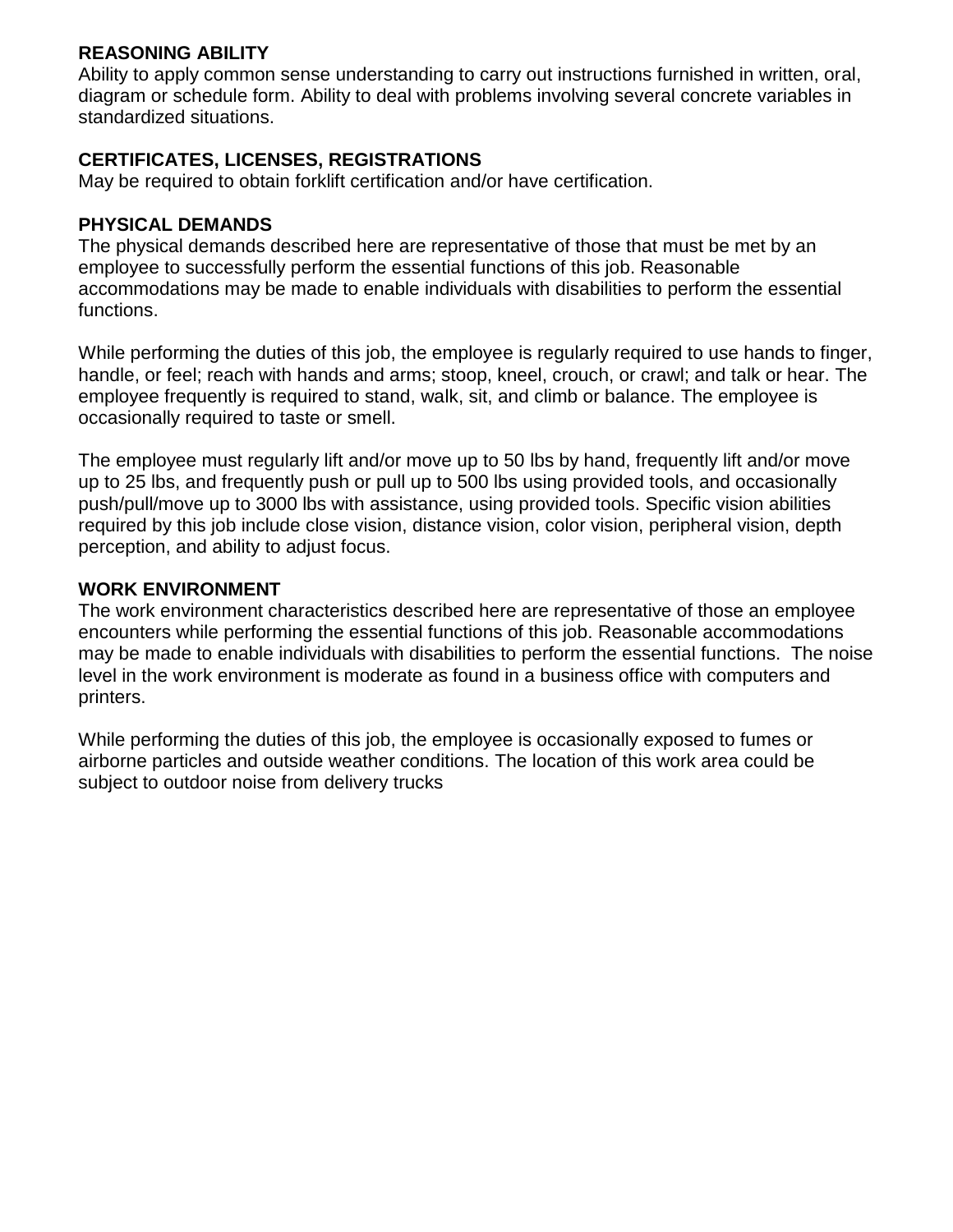**REASONING ABILITY**
Ability to apply common sense understanding to carry out instructions furnished in written, oral, diagram or schedule form. Ability to deal with problems involving several concrete variables in standardized situations.

**CERTIFICATES, LICENSES, REGISTRATIONS**
May be required to obtain forklift certification and/or have certification.

**PHYSICAL DEMANDS**
The physical demands described here are representative of those that must be met by an employee to successfully perform the essential functions of this job. Reasonable accommodations may be made to enable individuals with disabilities to perform the essential functions.

While performing the duties of this job, the employee is regularly required to use hands to finger, handle, or feel; reach with hands and arms; stoop, kneel, crouch, or crawl; and talk or hear. The employee frequently is required to stand, walk, sit, and climb or balance. The employee is occasionally required to taste or smell.

The employee must regularly lift and/or move up to 50 lbs by hand, frequently lift and/or move up to 25 lbs, and frequently push or pull up to 500 lbs using provided tools, and occasionally push/pull/move up to 3000 lbs with assistance, using provided tools. Specific vision abilities required by this job include close vision, distance vision, color vision, peripheral vision, depth perception, and ability to adjust focus.

**WORK ENVIRONMENT**
The work environment characteristics described here are representative of those an employee encounters while performing the essential functions of this job. Reasonable accommodations may be made to enable individuals with disabilities to perform the essential functions. The noise level in the work environment is moderate as found in a business office with computers and printers.

While performing the duties of this job, the employee is occasionally exposed to fumes or airborne particles and outside weather conditions. The location of this work area could be subject to outdoor noise from delivery trucks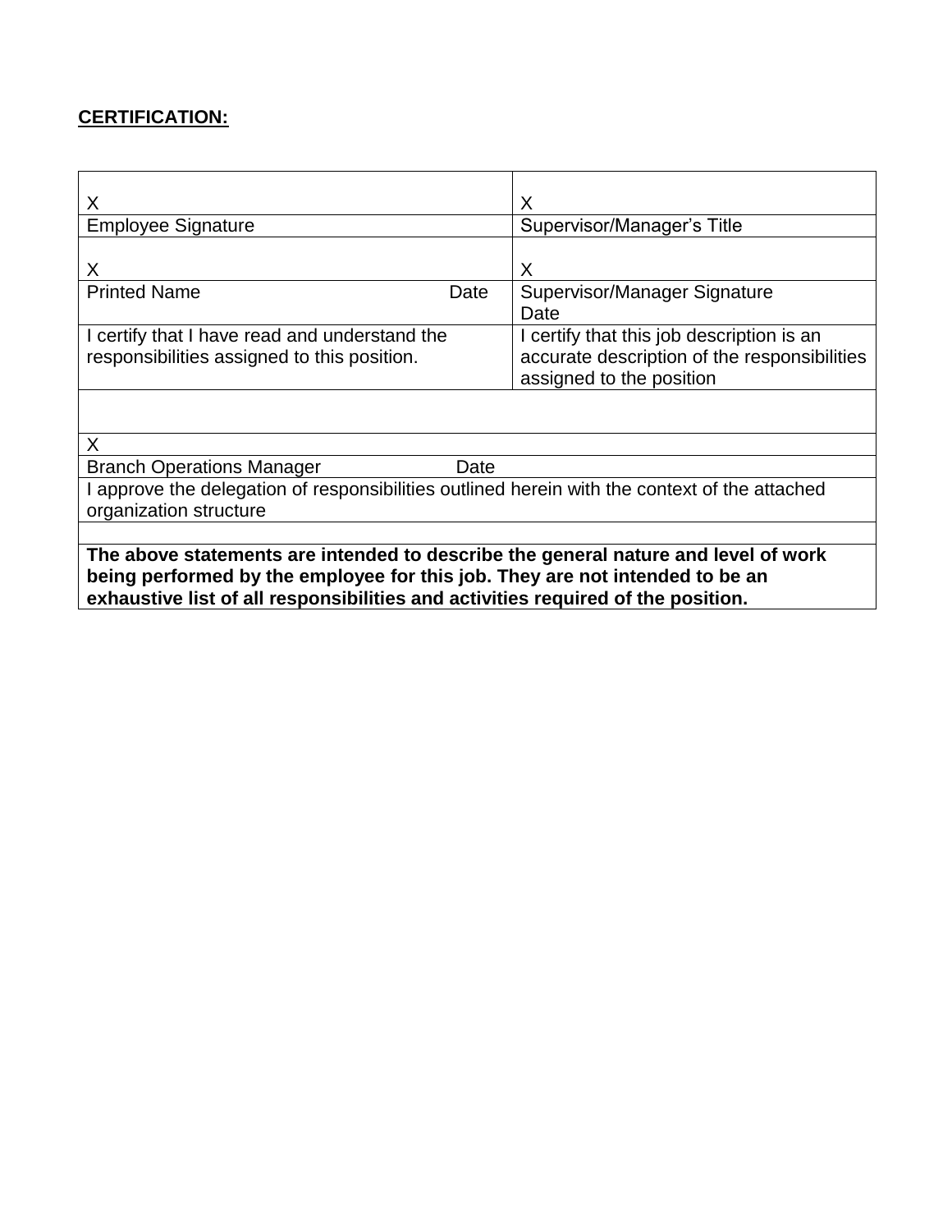**CERTIFICATION:**

| | |
|---|---|
| X | X |
| Employee Signature | Supervisor/Manager’s Title |
| X | X |
| Printed Name Date | Supervisor/Manager Signature<br>Date |
| I certify that I have read and understand the responsibilities assigned to this position. | I certify that this job description is an accurate description of the responsibilities assigned to the position |
| | |
| X | |
| Branch Operations Manager Date | |
| I approve the delegation of responsibilities outlined herein with the context of the attached organization structure | |
| | |
| **The above statements are intended to describe the general nature and level of work being performed by the employee for this job. They are not intended to be an exhaustive list of all responsibilities and activities required of the position.** | |